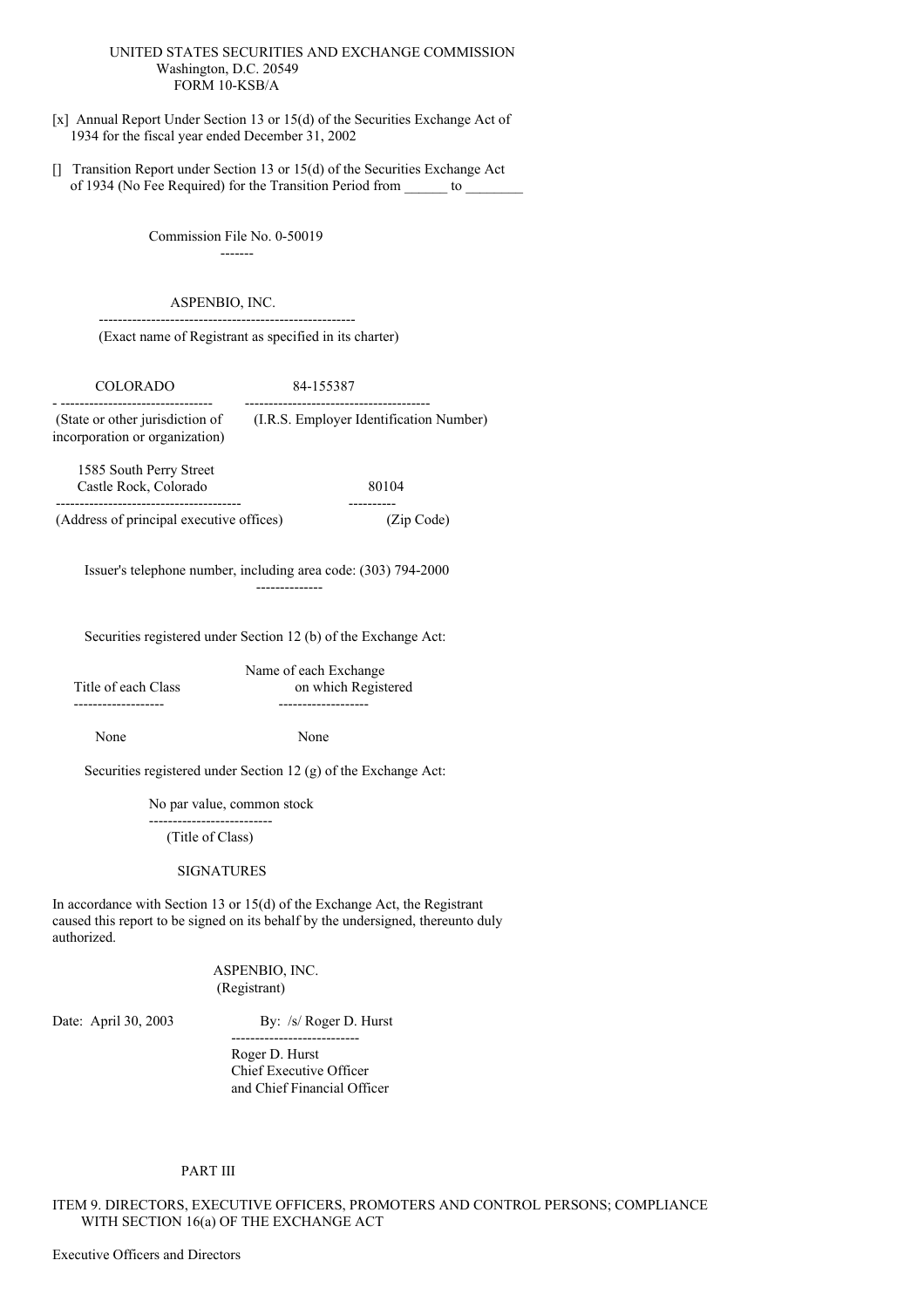UNITED STATES SECURITIES AND EXCHANGE COMMISSION
Washington, D.C. 20549
FORM 10-KSB/A

[x] Annual Report Under Section 13 or 15(d) of the Securities Exchange Act of 1934 for the fiscal year ended December 31, 2002

[] Transition Report under Section 13 or 15(d) of the Securities Exchange Act of 1934 (No Fee Required) for the Transition Period from ______ to ________

Commission File No. 0-50019

ASPENBIO, INC.
(Exact name of Registrant as specified in its charter)

| COLORADO | 84-155387 |
|---|---|
| (State or other jurisdiction of incorporation or organization) | (I.R.S. Employer Identification Number) |

| 1585 South Perry Street Castle Rock, Colorado | 80104 |
|---|---|
| (Address of principal executive offices) | (Zip Code) |

Issuer's telephone number, including area code: (303) 794-2000

Securities registered under Section 12 (b) of the Exchange Act:

| Title of each Class | Name of each Exchange on which Registered |
|---|---|
| None | None |

Securities registered under Section 12 (g) of the Exchange Act:

No par value, common stock
(Title of Class)

SIGNATURES

In accordance with Section 13 or 15(d) of the Exchange Act, the Registrant caused this report to be signed on its behalf by the undersigned, thereunto duly authorized.

ASPENBIO, INC.
(Registrant)

Date: April 30, 2003

By: /s/ Roger D. Hurst
Roger D. Hurst
Chief Executive Officer
and Chief Financial Officer

PART III

ITEM 9. DIRECTORS, EXECUTIVE OFFICERS, PROMOTERS AND CONTROL PERSONS; COMPLIANCE WITH SECTION 16(a) OF THE EXCHANGE ACT

Executive Officers and Directors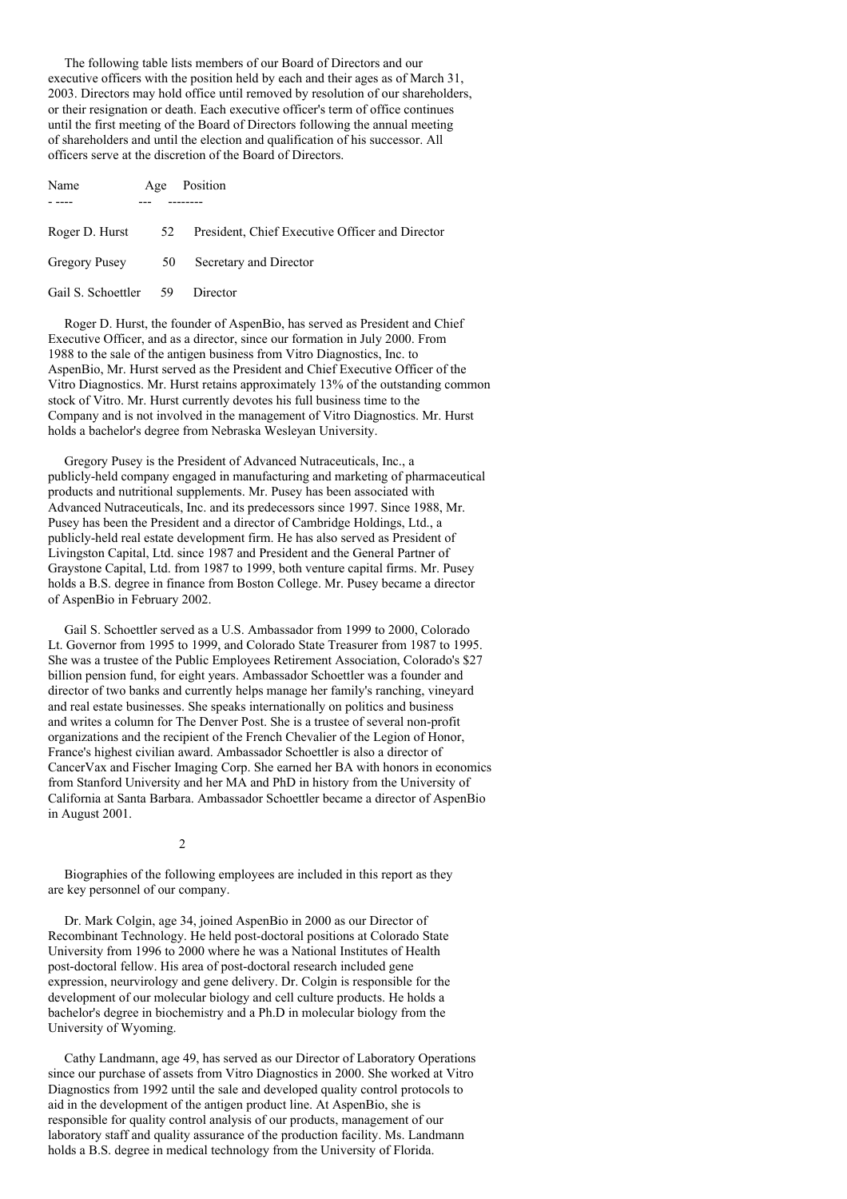The following table lists members of our Board of Directors and our executive officers with the position held by each and their ages as of March 31, 2003. Directors may hold office until removed by resolution of our shareholders, or their resignation or death. Each executive officer's term of office continues until the first meeting of the Board of Directors following the annual meeting of shareholders and until the election and qualification of his successor. All officers serve at the discretion of the Board of Directors.

| Name | Age | Position |
| --- | --- | --- |
| Roger D. Hurst | 52 | President, Chief Executive Officer and Director |
| Gregory Pusey | 50 | Secretary and Director |
| Gail S. Schoettler | 59 | Director |

Roger D. Hurst, the founder of AspenBio, has served as President and Chief Executive Officer, and as a director, since our formation in July 2000. From 1988 to the sale of the antigen business from Vitro Diagnostics, Inc. to AspenBio, Mr. Hurst served as the President and Chief Executive Officer of the Vitro Diagnostics. Mr. Hurst retains approximately 13% of the outstanding common stock of Vitro. Mr. Hurst currently devotes his full business time to the Company and is not involved in the management of Vitro Diagnostics. Mr. Hurst holds a bachelor's degree from Nebraska Wesleyan University.

Gregory Pusey is the President of Advanced Nutraceuticals, Inc., a publicly-held company engaged in manufacturing and marketing of pharmaceutical products and nutritional supplements. Mr. Pusey has been associated with Advanced Nutraceuticals, Inc. and its predecessors since 1997. Since 1988, Mr. Pusey has been the President and a director of Cambridge Holdings, Ltd., a publicly-held real estate development firm. He has also served as President of Livingston Capital, Ltd. since 1987 and President and the General Partner of Graystone Capital, Ltd. from 1987 to 1999, both venture capital firms. Mr. Pusey holds a B.S. degree in finance from Boston College. Mr. Pusey became a director of AspenBio in February 2002.

Gail S. Schoettler served as a U.S. Ambassador from 1999 to 2000, Colorado Lt. Governor from 1995 to 1999, and Colorado State Treasurer from 1987 to 1995. She was a trustee of the Public Employees Retirement Association, Colorado's $27 billion pension fund, for eight years. Ambassador Schoettler was a founder and director of two banks and currently helps manage her family's ranching, vineyard and real estate businesses. She speaks internationally on politics and business and writes a column for The Denver Post. She is a trustee of several non-profit organizations and the recipient of the French Chevalier of the Legion of Honor, France's highest civilian award. Ambassador Schoettler is also a director of CancerVax and Fischer Imaging Corp. She earned her BA with honors in economics from Stanford University and her MA and PhD in history from the University of California at Santa Barbara. Ambassador Schoettler became a director of AspenBio in August 2001.

Biographies of the following employees are included in this report as they are key personnel of our company.

Dr. Mark Colgin, age 34, joined AspenBio in 2000 as our Director of Recombinant Technology. He held post-doctoral positions at Colorado State University from 1996 to 2000 where he was a National Institutes of Health post-doctoral fellow. His area of post-doctoral research included gene expression, neurvirology and gene delivery. Dr. Colgin is responsible for the development of our molecular biology and cell culture products. He holds a bachelor's degree in biochemistry and a Ph.D in molecular biology from the University of Wyoming.

Cathy Landmann, age 49, has served as our Director of Laboratory Operations since our purchase of assets from Vitro Diagnostics in 2000. She worked at Vitro Diagnostics from 1992 until the sale and developed quality control protocols to aid in the development of the antigen product line. At AspenBio, she is responsible for quality control analysis of our products, management of our laboratory staff and quality assurance of the production facility. Ms. Landmann holds a B.S. degree in medical technology from the University of Florida.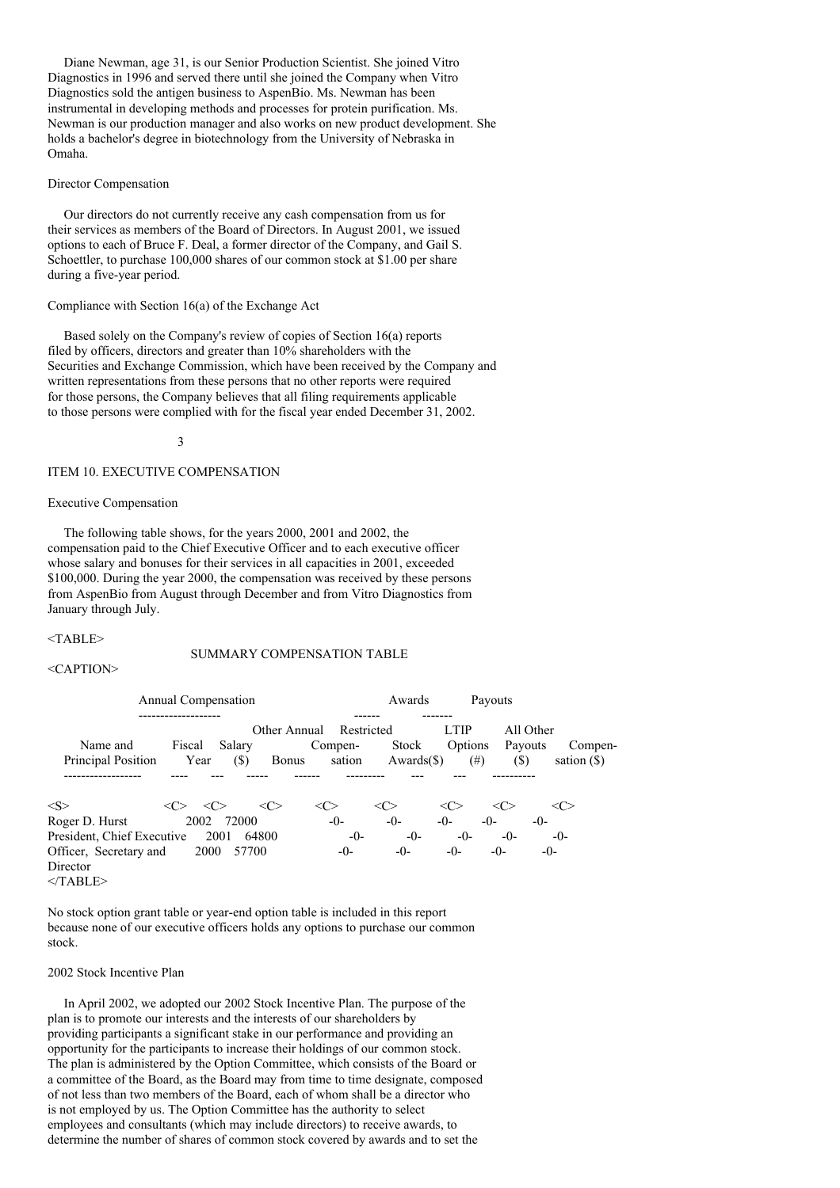Diane Newman, age 31, is our Senior Production Scientist. She joined Vitro Diagnostics in 1996 and served there until she joined the Company when Vitro Diagnostics sold the antigen business to AspenBio. Ms. Newman has been instrumental in developing methods and processes for protein purification. Ms. Newman is our production manager and also works on new product development. She holds a bachelor's degree in biotechnology from the University of Nebraska in Omaha.

Director Compensation

Our directors do not currently receive any cash compensation from us for their services as members of the Board of Directors. In August 2001, we issued options to each of Bruce F. Deal, a former director of the Company, and Gail S. Schoettler, to purchase 100,000 shares of our common stock at $1.00 per share during a five-year period.

Compliance with Section 16(a) of the Exchange Act

Based solely on the Company's review of copies of Section 16(a) reports filed by officers, directors and greater than 10% shareholders with the Securities and Exchange Commission, which have been received by the Company and written representations from these persons that no other reports were required for those persons, the Company believes that all filing requirements applicable to those persons were complied with for the fiscal year ended December 31, 2002.

ITEM 10. EXECUTIVE COMPENSATION

Executive Compensation

The following table shows, for the years 2000, 2001 and 2002, the compensation paid to the Chief Executive Officer and to each executive officer whose salary and bonuses for their services in all capacities in 2001, exceeded $100,000. During the year 2000, the compensation was received by these persons from AspenBio from August through December and from Vitro Diagnostics from January through July.

SUMMARY COMPENSATION TABLE

| | Annual Compensation | | | | Awards | | Payouts | |
|---|---|---|---|---|---|---|---|---|
| Name and Principal Position | Fiscal Year | Salary ($) | Bonus | Other Annual Compen-sation | Restricted Stock Awards($) | Options (#) | LTIP Payouts ($) | All Other Compen-sation ($) |
| Roger D. Hurst | 2002 | 72000 | | -0- | -0- | -0- | -0- | -0- |
| President, Chief Executive | 2001 | 64800 | | -0- | -0- | -0- | -0- | -0- |
| Officer, Secretary and Director | 2000 | 57700 | | -0- | -0- | -0- | -0- | -0- |

No stock option grant table or year-end option table is included in this report because none of our executive officers holds any options to purchase our common stock.

2002 Stock Incentive Plan

In April 2002, we adopted our 2002 Stock Incentive Plan. The purpose of the plan is to promote our interests and the interests of our shareholders by providing participants a significant stake in our performance and providing an opportunity for the participants to increase their holdings of our common stock. The plan is administered by the Option Committee, which consists of the Board or a committee of the Board, as the Board may from time to time designate, composed of not less than two members of the Board, each of whom shall be a director who is not employed by us. The Option Committee has the authority to select employees and consultants (which may include directors) to receive awards, to determine the number of shares of common stock covered by awards and to set the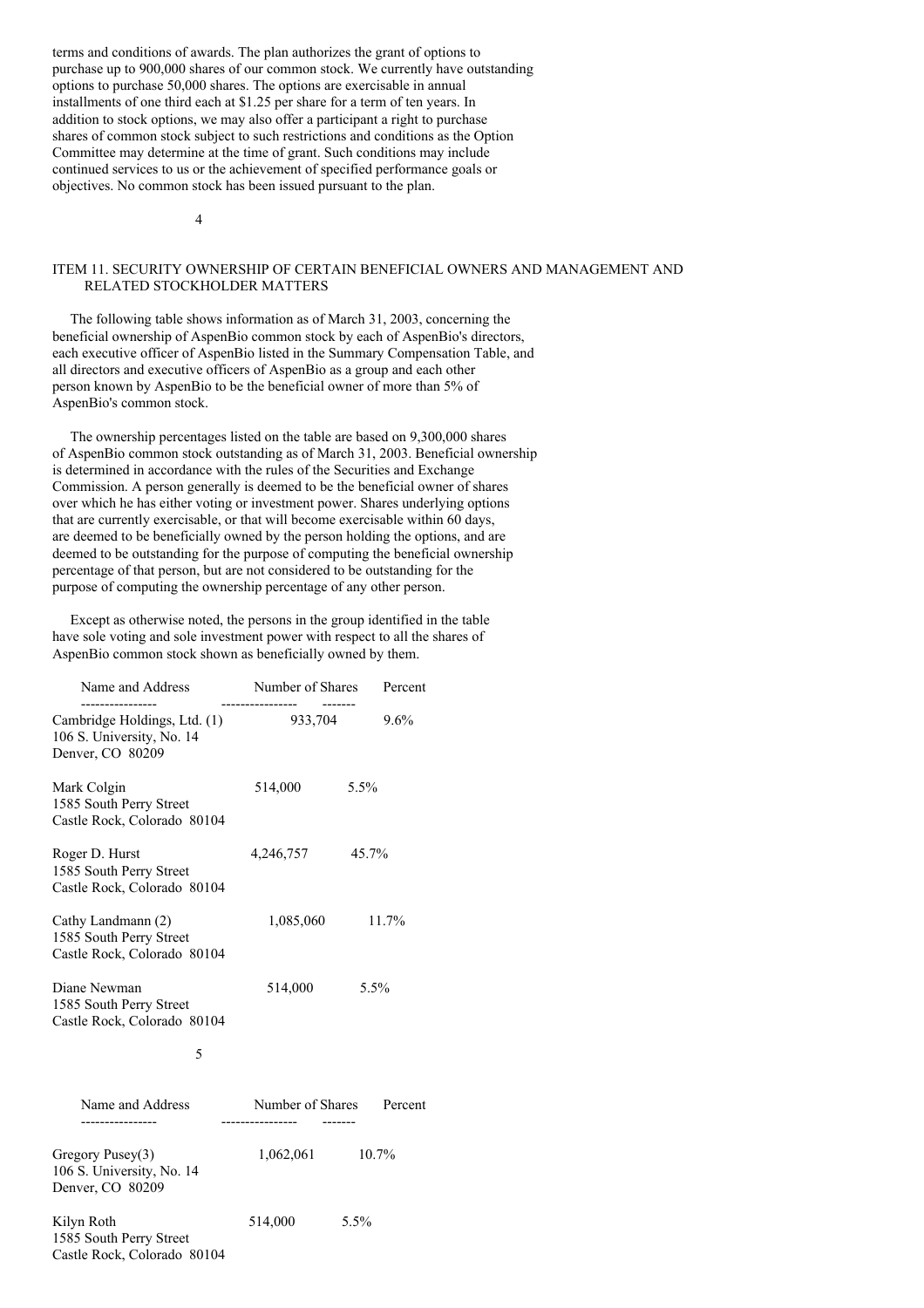terms and conditions of awards. The plan authorizes the grant of options to purchase up to 900,000 shares of our common stock. We currently have outstanding options to purchase 50,000 shares. The options are exercisable in annual installments of one third each at $1.25 per share for a term of ten years. In addition to stock options, we may also offer a participant a right to purchase shares of common stock subject to such restrictions and conditions as the Option Committee may determine at the time of grant. Such conditions may include continued services to us or the achievement of specified performance goals or objectives. No common stock has been issued pursuant to the plan.

## ITEM 11. SECURITY OWNERSHIP OF CERTAIN BENEFICIAL OWNERS AND MANAGEMENT AND RELATED STOCKHOLDER MATTERS

The following table shows information as of March 31, 2003, concerning the beneficial ownership of AspenBio common stock by each of AspenBio's directors, each executive officer of AspenBio listed in the Summary Compensation Table, and all directors and executive officers of AspenBio as a group and each other person known by AspenBio to be the beneficial owner of more than 5% of AspenBio's common stock.

The ownership percentages listed on the table are based on 9,300,000 shares of AspenBio common stock outstanding as of March 31, 2003. Beneficial ownership is determined in accordance with the rules of the Securities and Exchange Commission. A person generally is deemed to be the beneficial owner of shares over which he has either voting or investment power. Shares underlying options that are currently exercisable, or that will become exercisable within 60 days, are deemed to be beneficially owned by the person holding the options, and are deemed to be outstanding for the purpose of computing the beneficial ownership percentage of that person, but are not considered to be outstanding for the purpose of computing the ownership percentage of any other person.

Except as otherwise noted, the persons in the group identified in the table have sole voting and sole investment power with respect to all the shares of AspenBio common stock shown as beneficially owned by them.

| Name and Address | Number of Shares | Percent |
|---|---|---|
| Cambridge Holdings, Ltd. (1)<br>106 S. University, No. 14<br>Denver, CO 80209 | 933,704 | 9.6% |
| Mark Colgin<br>1585 South Perry Street<br>Castle Rock, Colorado 80104 | 514,000 | 5.5% |
| Roger D. Hurst<br>1585 South Perry Street<br>Castle Rock, Colorado 80104 | 4,246,757 | 45.7% |
| Cathy Landmann (2)<br>1585 South Perry Street<br>Castle Rock, Colorado 80104 | 1,085,060 | 11.7% |
| Diane Newman<br>1585 South Perry Street<br>Castle Rock, Colorado 80104 | 514,000 | 5.5% |
| Gregory Pusey(3)<br>106 S. University, No. 14<br>Denver, CO 80209 | 1,062,061 | 10.7% |
| Kilyn Roth<br>1585 South Perry Street<br>Castle Rock, Colorado 80104 | 514,000 | 5.5% |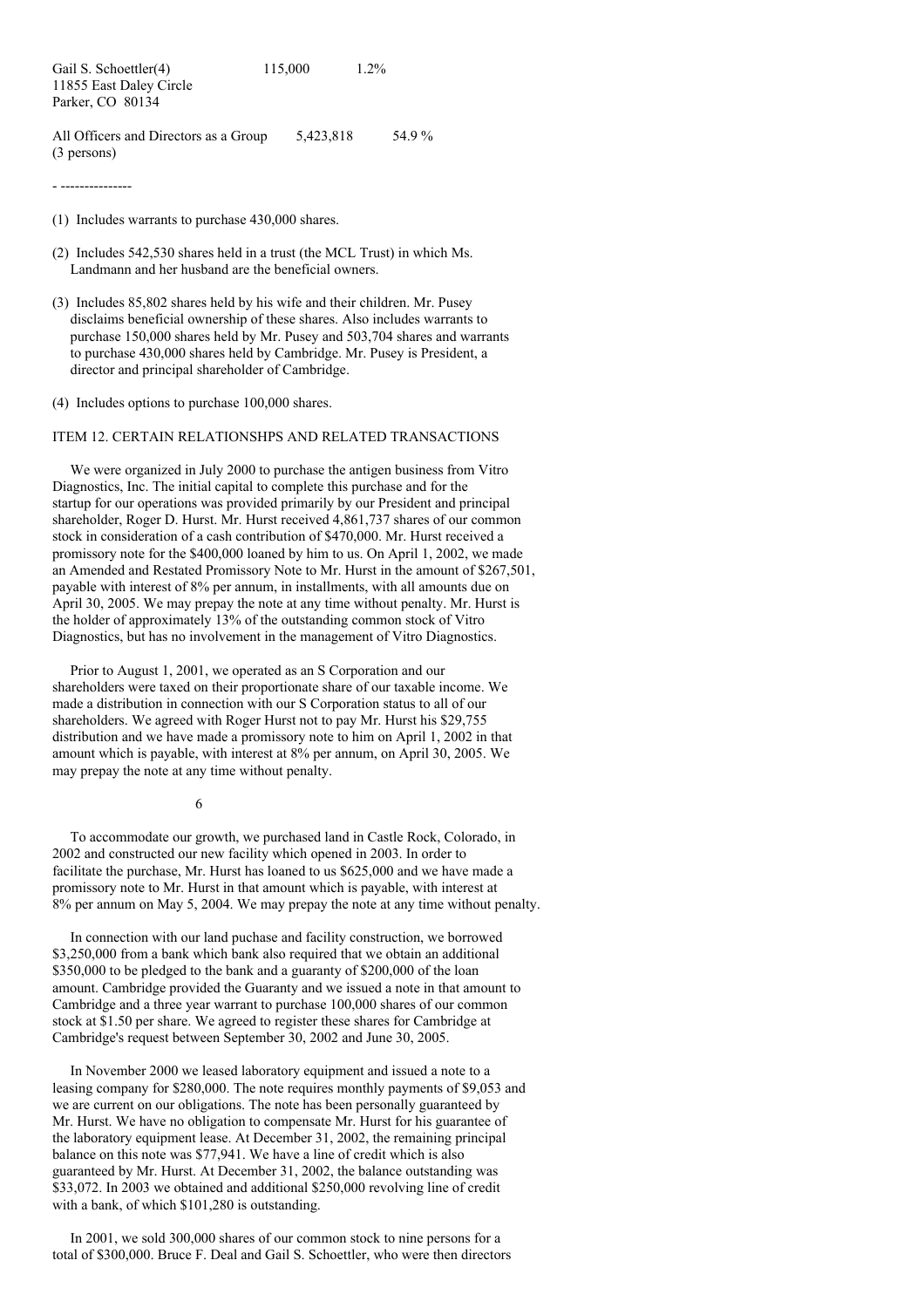| | | |
|---|---|---|
| Gail S. Schoettler(4)<br>11855 East Daley Circle<br>Parker, CO 80134 | 115,000 | 1.2% |
| All Officers and Directors as a Group (3 persons) | 5,423,818 | 54.9 % |

- ---------------

(1) Includes warrants to purchase 430,000 shares.

(2) Includes 542,530 shares held in a trust (the MCL Trust) in which Ms. Landmann and her husband are the beneficial owners.

(3) Includes 85,802 shares held by his wife and their children. Mr. Pusey disclaims beneficial ownership of these shares. Also includes warrants to purchase 150,000 shares held by Mr. Pusey and 503,704 shares and warrants to purchase 430,000 shares held by Cambridge. Mr. Pusey is President, a director and principal shareholder of Cambridge.

(4) Includes options to purchase 100,000 shares.

## ITEM 12. CERTAIN RELATIONSHPS AND RELATED TRANSACTIONS

We were organized in July 2000 to purchase the antigen business from Vitro Diagnostics, Inc. The initial capital to complete this purchase and for the startup for our operations was provided primarily by our President and principal shareholder, Roger D. Hurst. Mr. Hurst received 4,861,737 shares of our common stock in consideration of a cash contribution of $470,000. Mr. Hurst received a promissory note for the $400,000 loaned by him to us. On April 1, 2002, we made an Amended and Restated Promissory Note to Mr. Hurst in the amount of $267,501, payable with interest of 8% per annum, in installments, with all amounts due on April 30, 2005. We may prepay the note at any time without penalty. Mr. Hurst is the holder of approximately 13% of the outstanding common stock of Vitro Diagnostics, but has no involvement in the management of Vitro Diagnostics.

Prior to August 1, 2001, we operated as an S Corporation and our shareholders were taxed on their proportionate share of our taxable income. We made a distribution in connection with our S Corporation status to all of our shareholders. We agreed with Roger Hurst not to pay Mr. Hurst his $29,755 distribution and we have made a promissory note to him on April 1, 2002 in that amount which is payable, with interest at 8% per annum, on April 30, 2005. We may prepay the note at any time without penalty.

To accommodate our growth, we purchased land in Castle Rock, Colorado, in 2002 and constructed our new facility which opened in 2003. In order to facilitate the purchase, Mr. Hurst has loaned to us $625,000 and we have made a promissory note to Mr. Hurst in that amount which is payable, with interest at 8% per annum on May 5, 2004. We may prepay the note at any time without penalty.

In connection with our land puchase and facility construction, we borrowed $3,250,000 from a bank which bank also required that we obtain an additional $350,000 to be pledged to the bank and a guaranty of $200,000 of the loan amount. Cambridge provided the Guaranty and we issued a note in that amount to Cambridge and a three year warrant to purchase 100,000 shares of our common stock at $1.50 per share. We agreed to register these shares for Cambridge at Cambridge's request between September 30, 2002 and June 30, 2005.

In November 2000 we leased laboratory equipment and issued a note to a leasing company for $280,000. The note requires monthly payments of $9,053 and we are current on our obligations. The note has been personally guaranteed by Mr. Hurst. We have no obligation to compensate Mr. Hurst for his guarantee of the laboratory equipment lease. At December 31, 2002, the remaining principal balance on this note was $77,941. We have a line of credit which is also guaranteed by Mr. Hurst. At December 31, 2002, the balance outstanding was $33,072. In 2003 we obtained and additional $250,000 revolving line of credit with a bank, of which $101,280 is outstanding.

In 2001, we sold 300,000 shares of our common stock to nine persons for a total of $300,000. Bruce F. Deal and Gail S. Schoettler, who were then directors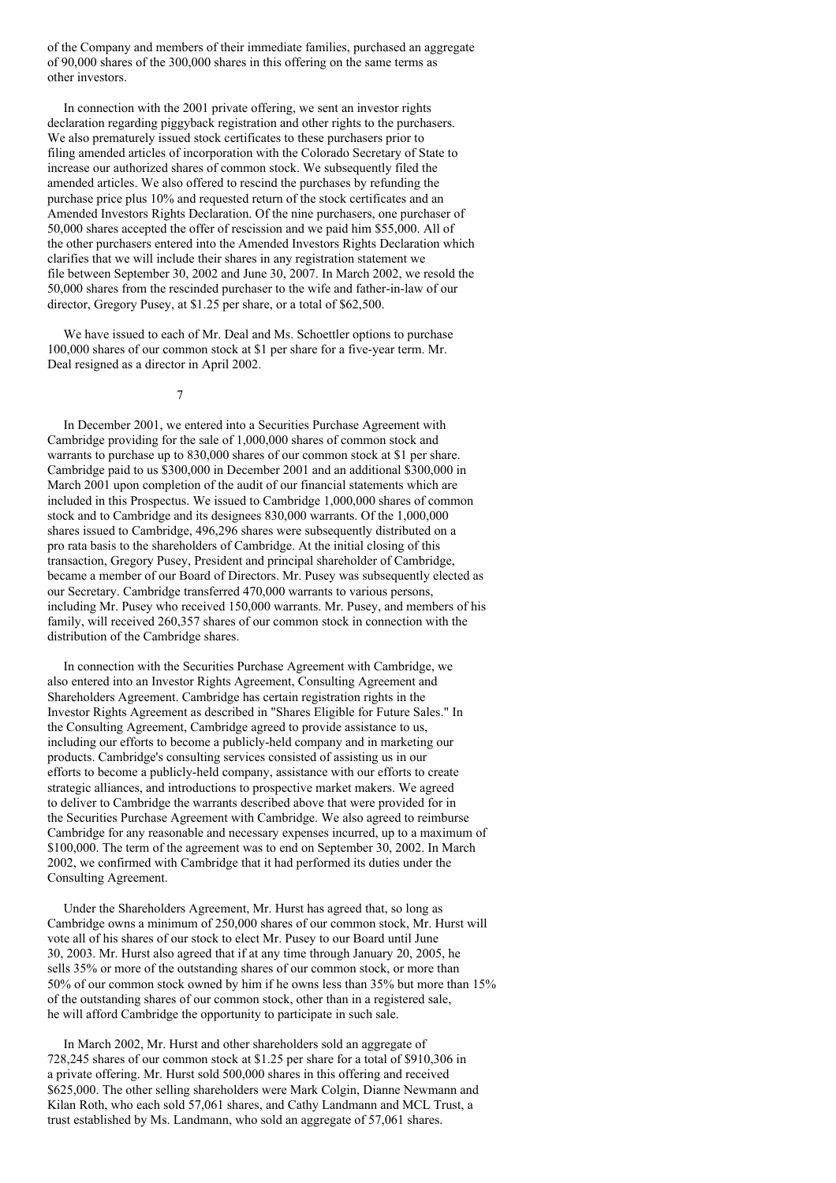of the Company and members of their immediate families, purchased an aggregate of 90,000 shares of the 300,000 shares in this offering on the same terms as other investors.

In connection with the 2001 private offering, we sent an investor rights declaration regarding piggyback registration and other rights to the purchasers. We also prematurely issued stock certificates to these purchasers prior to filing amended articles of incorporation with the Colorado Secretary of State to increase our authorized shares of common stock. We subsequently filed the amended articles. We also offered to rescind the purchases by refunding the purchase price plus 10% and requested return of the stock certificates and an Amended Investors Rights Declaration. Of the nine purchasers, one purchaser of 50,000 shares accepted the offer of rescission and we paid him $55,000. All of the other purchasers entered into the Amended Investors Rights Declaration which clarifies that we will include their shares in any registration statement we file between September 30, 2002 and June 30, 2007. In March 2002, we resold the 50,000 shares from the rescinded purchaser to the wife and father-in-law of our director, Gregory Pusey, at $1.25 per share, or a total of $62,500.

We have issued to each of Mr. Deal and Ms. Schoettler options to purchase 100,000 shares of our common stock at $1 per share for a five-year term. Mr. Deal resigned as a director in April 2002.

In December 2001, we entered into a Securities Purchase Agreement with Cambridge providing for the sale of 1,000,000 shares of common stock and warrants to purchase up to 830,000 shares of our common stock at $1 per share. Cambridge paid to us $300,000 in December 2001 and an additional $300,000 in March 2001 upon completion of the audit of our financial statements which are included in this Prospectus. We issued to Cambridge 1,000,000 shares of common stock and to Cambridge and its designees 830,000 warrants. Of the 1,000,000 shares issued to Cambridge, 496,296 shares were subsequently distributed on a pro rata basis to the shareholders of Cambridge. At the initial closing of this transaction, Gregory Pusey, President and principal shareholder of Cambridge, became a member of our Board of Directors. Mr. Pusey was subsequently elected as our Secretary. Cambridge transferred 470,000 warrants to various persons, including Mr. Pusey who received 150,000 warrants. Mr. Pusey, and members of his family, will received 260,357 shares of our common stock in connection with the distribution of the Cambridge shares.

In connection with the Securities Purchase Agreement with Cambridge, we also entered into an Investor Rights Agreement, Consulting Agreement and Shareholders Agreement. Cambridge has certain registration rights in the Investor Rights Agreement as described in "Shares Eligible for Future Sales." In the Consulting Agreement, Cambridge agreed to provide assistance to us, including our efforts to become a publicly-held company and in marketing our products. Cambridge's consulting services consisted of assisting us in our efforts to become a publicly-held company, assistance with our efforts to create strategic alliances, and introductions to prospective market makers. We agreed to deliver to Cambridge the warrants described above that were provided for in the Securities Purchase Agreement with Cambridge. We also agreed to reimburse Cambridge for any reasonable and necessary expenses incurred, up to a maximum of $100,000. The term of the agreement was to end on September 30, 2002. In March 2002, we confirmed with Cambridge that it had performed its duties under the Consulting Agreement.

Under the Shareholders Agreement, Mr. Hurst has agreed that, so long as Cambridge owns a minimum of 250,000 shares of our common stock, Mr. Hurst will vote all of his shares of our stock to elect Mr. Pusey to our Board until June 30, 2003. Mr. Hurst also agreed that if at any time through January 20, 2005, he sells 35% or more of the outstanding shares of our common stock, or more than 50% of our common stock owned by him if he owns less than 35% but more than 15% of the outstanding shares of our common stock, other than in a registered sale, he will afford Cambridge the opportunity to participate in such sale.

In March 2002, Mr. Hurst and other shareholders sold an aggregate of 728,245 shares of our common stock at $1.25 per share for a total of $910,306 in a private offering. Mr. Hurst sold 500,000 shares in this offering and received $625,000. The other selling shareholders were Mark Colgin, Dianne Newmann and Kilan Roth, who each sold 57,061 shares, and Cathy Landmann and MCL Trust, a trust established by Ms. Landmann, who sold an aggregate of 57,061 shares.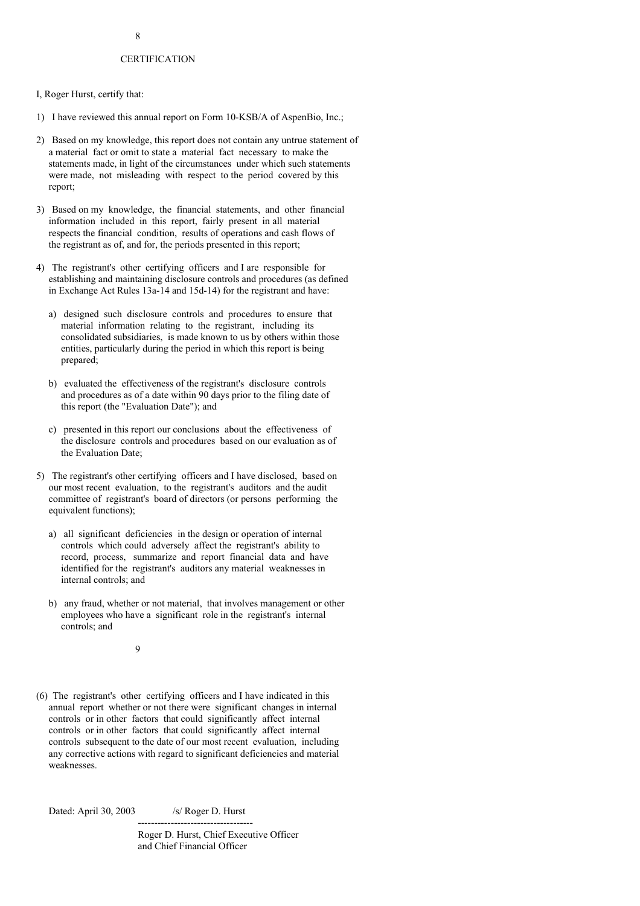## CERTIFICATION

I, Roger Hurst, certify that:

1) I have reviewed this annual report on Form 10-KSB/A of AspenBio, Inc.;

2) Based on my knowledge, this report does not contain any untrue statement of a material fact or omit to state a material fact necessary to make the statements made, in light of the circumstances under which such statements were made, not misleading with respect to the period covered by this report;

3) Based on my knowledge, the financial statements, and other financial information included in this report, fairly present in all material respects the financial condition, results of operations and cash flows of the registrant as of, and for, the periods presented in this report;

4) The registrant's other certifying officers and I are responsible for establishing and maintaining disclosure controls and procedures (as defined in Exchange Act Rules 13a-14 and 15d-14) for the registrant and have:

   a) designed such disclosure controls and procedures to ensure that material information relating to the registrant, including its consolidated subsidiaries, is made known to us by others within those entities, particularly during the period in which this report is being prepared;

   b) evaluated the effectiveness of the registrant's disclosure controls and procedures as of a date within 90 days prior to the filing date of this report (the "Evaluation Date"); and

   c) presented in this report our conclusions about the effectiveness of the disclosure controls and procedures based on our evaluation as of the Evaluation Date;

5) The registrant's other certifying officers and I have disclosed, based on our most recent evaluation, to the registrant's auditors and the audit committee of registrant's board of directors (or persons performing the equivalent functions);

   a) all significant deficiencies in the design or operation of internal controls which could adversely affect the registrant's ability to record, process, summarize and report financial data and have identified for the registrant's auditors any material weaknesses in internal controls; and

   b) any fraud, whether or not material, that involves management or other employees who have a significant role in the registrant's internal controls; and

(6) The registrant's other certifying officers and I have indicated in this annual report whether or not there were significant changes in internal controls or in other factors that could significantly affect internal controls or in other factors that could significantly affect internal controls subsequent to the date of our most recent evaluation, including any corrective actions with regard to significant deficiencies and material weaknesses.

Dated: April 30, 2003 /s/ Roger D. Hurst

-----------------------------------

Roger D. Hurst, Chief Executive Officer
and Chief Financial Officer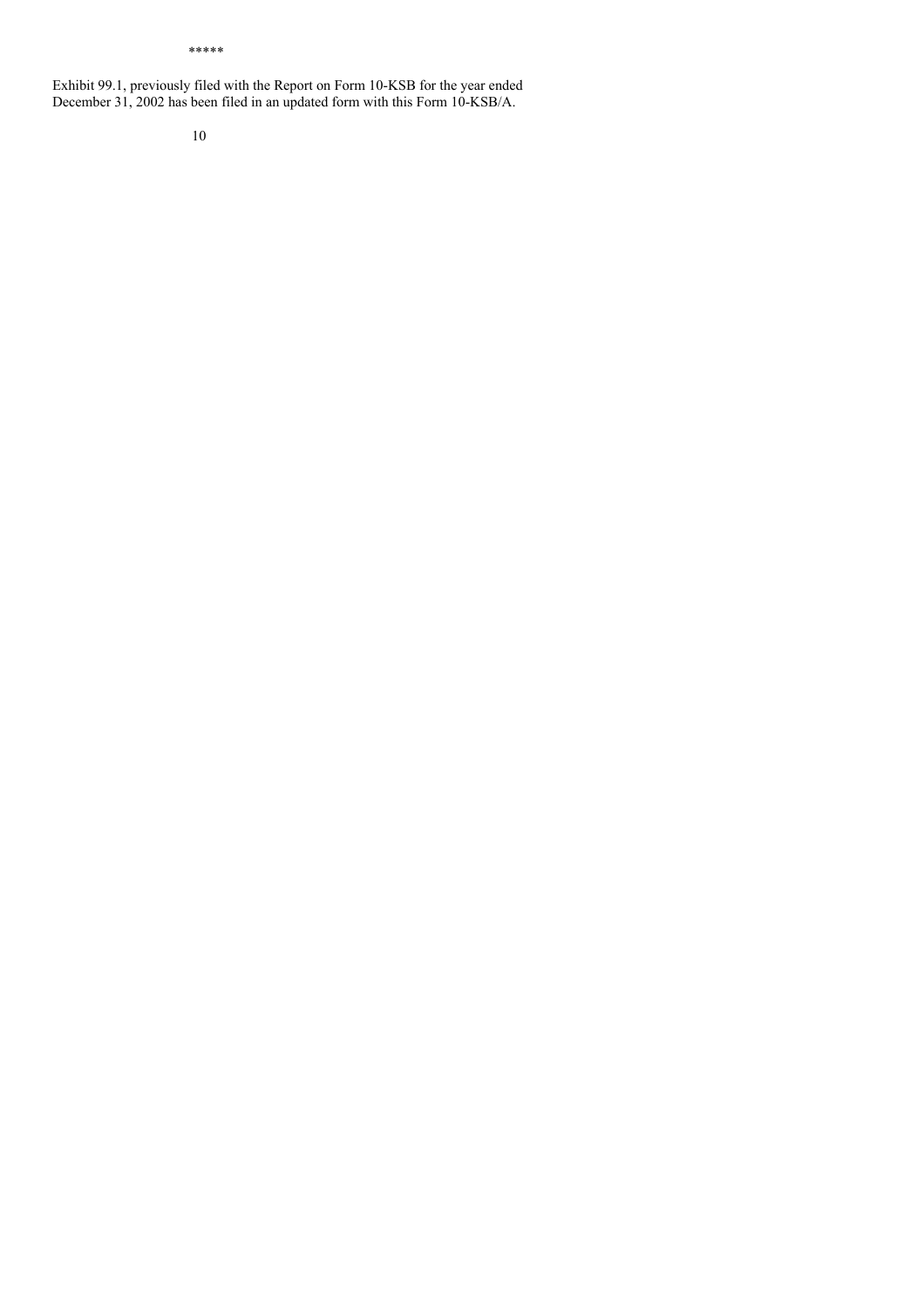*****

Exhibit 99.1, previously filed with the Report on Form 10-KSB for the year ended December 31, 2002 has been filed in an updated form with this Form 10-KSB/A.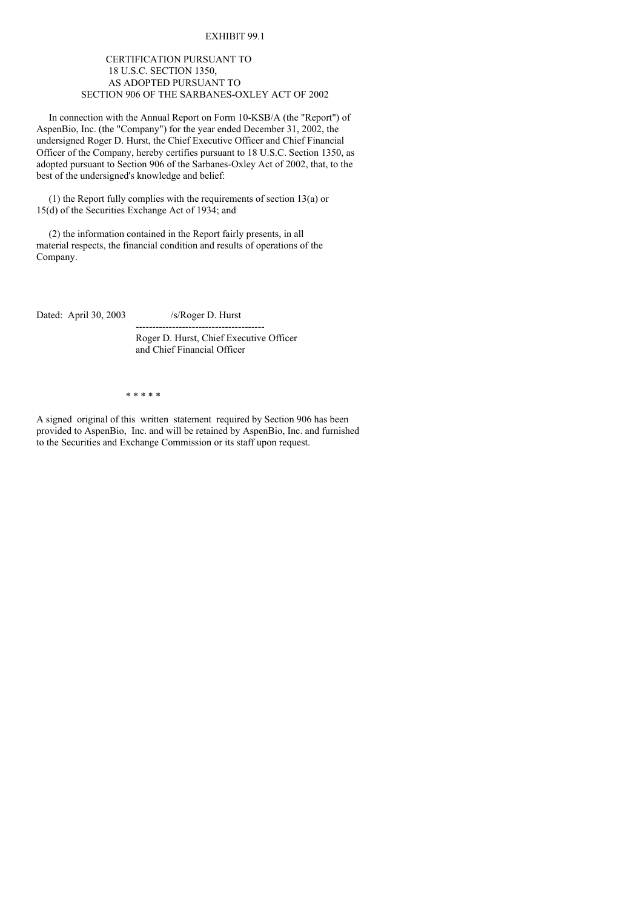EXHIBIT 99.1

CERTIFICATION PURSUANT TO
18 U.S.C. SECTION 1350,
AS ADOPTED PURSUANT TO
SECTION 906 OF THE SARBANES-OXLEY ACT OF 2002

In connection with the Annual Report on Form 10-KSB/A (the "Report") of AspenBio, Inc. (the "Company") for the year ended December 31, 2002, the undersigned Roger D. Hurst, the Chief Executive Officer and Chief Financial Officer of the Company, hereby certifies pursuant to 18 U.S.C. Section 1350, as adopted pursuant to Section 906 of the Sarbanes-Oxley Act of 2002, that, to the best of the undersigned's knowledge and belief:

(1) the Report fully complies with the requirements of section 13(a) or 15(d) of the Securities Exchange Act of 1934; and

(2) the information contained in the Report fairly presents, in all material respects, the financial condition and results of operations of the Company.

Dated: April 30, 2003 /s/Roger D. Hurst

---------------------------------------

Roger D. Hurst, Chief Executive Officer
and Chief Financial Officer

* * * * *

A signed original of this written statement required by Section 906 has been provided to AspenBio, Inc. and will be retained by AspenBio, Inc. and furnished to the Securities and Exchange Commission or its staff upon request.